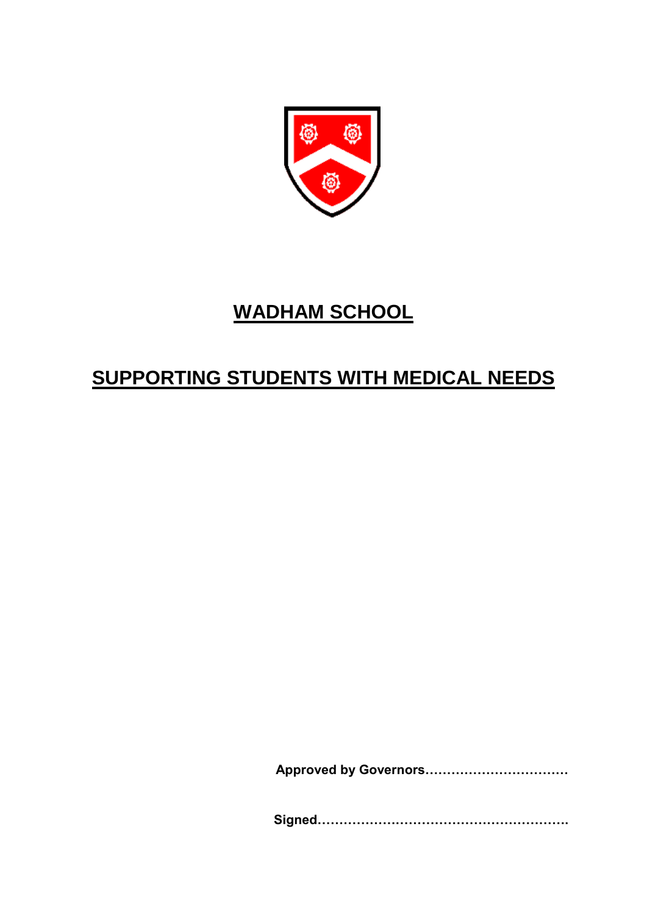# WADHAM SCHOOL

# SUPPORTING STUDENTS WITH MEDICAL NEEDS

**Approved by Governors……………………………**

**Signed………………………………………………….**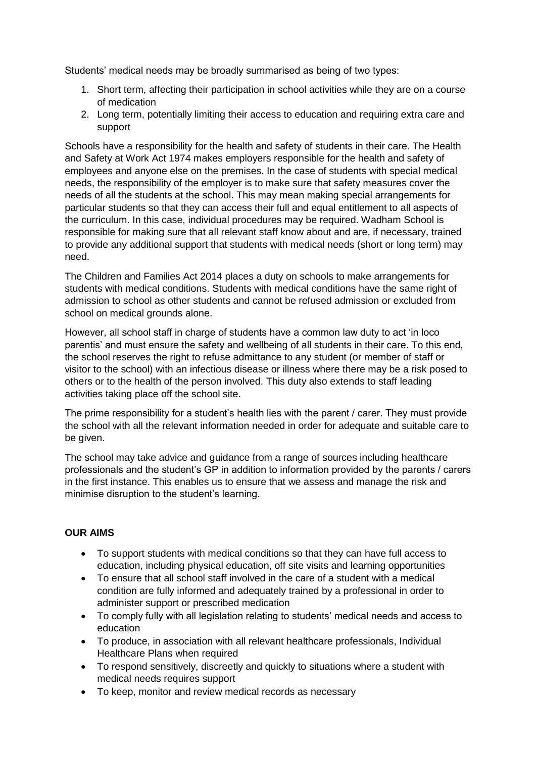Students' medical needs may be broadly summarised as being of two types:

1. Short term, affecting their participation in school activities while they are on a course of medication
2. Long term, potentially limiting their access to education and requiring extra care and support

Schools have a responsibility for the health and safety of students in their care. The Health and Safety at Work Act 1974 makes employers responsible for the health and safety of employees and anyone else on the premises. In the case of students with special medical needs, the responsibility of the employer is to make sure that safety measures cover the needs of all the students at the school. This may mean making special arrangements for particular students so that they can access their full and equal entitlement to all aspects of the curriculum. In this case, individual procedures may be required. Wadham School is responsible for making sure that all relevant staff know about and are, if necessary, trained to provide any additional support that students with medical needs (short or long term) may need.

The Children and Families Act 2014 places a duty on schools to make arrangements for students with medical conditions. Students with medical conditions have the same right of admission to school as other students and cannot be refused admission or excluded from school on medical grounds alone.

However, all school staff in charge of students have a common law duty to act 'in loco parentis' and must ensure the safety and wellbeing of all students in their care. To this end, the school reserves the right to refuse admittance to any student (or member of staff or visitor to the school) with an infectious disease or illness where there may be a risk posed to others or to the health of the person involved. This duty also extends to staff leading activities taking place off the school site.

The prime responsibility for a student's health lies with the parent / carer. They must provide the school with all the relevant information needed in order for adequate and suitable care to be given.

The school may take advice and guidance from a range of sources including healthcare professionals and the student's GP in addition to information provided by the parents / carers in the first instance. This enables us to ensure that we assess and manage the risk and minimise disruption to the student's learning.

**OUR AIMS**

- To support students with medical conditions so that they can have full access to education, including physical education, off site visits and learning opportunities
- To ensure that all school staff involved in the care of a student with a medical condition are fully informed and adequately trained by a professional in order to administer support or prescribed medication
- To comply fully with all legislation relating to students' medical needs and access to education
- To produce, in association with all relevant healthcare professionals, Individual Healthcare Plans when required
- To respond sensitively, discreetly and quickly to situations where a student with medical needs requires support
- To keep, monitor and review medical records as necessary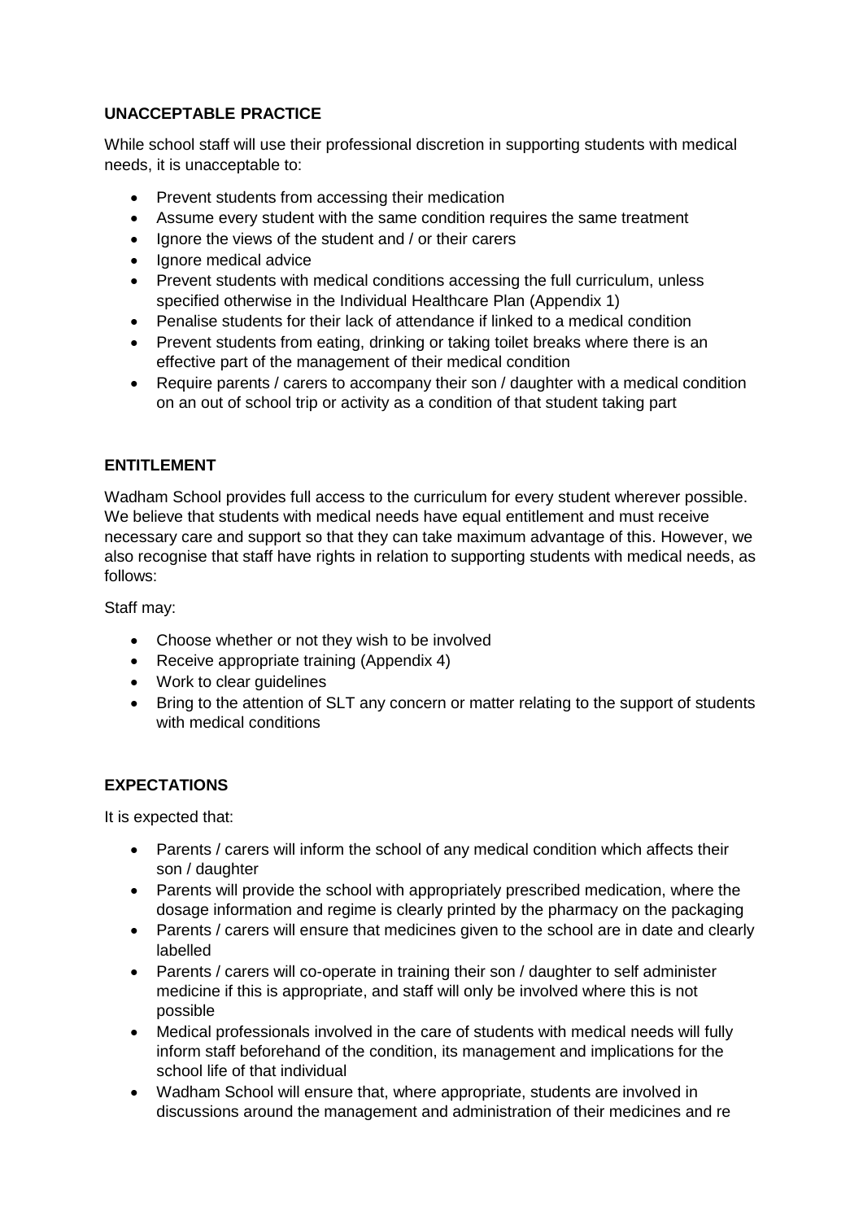## UNACCEPTABLE PRACTICE

While school staff will use their professional discretion in supporting students with medical needs, it is unacceptable to:

- Prevent students from accessing their medication
- Assume every student with the same condition requires the same treatment
- Ignore the views of the student and / or their carers
- Ignore medical advice
- Prevent students with medical conditions accessing the full curriculum, unless specified otherwise in the Individual Healthcare Plan (Appendix 1)
- Penalise students for their lack of attendance if linked to a medical condition
- Prevent students from eating, drinking or taking toilet breaks where there is an effective part of the management of their medical condition
- Require parents / carers to accompany their son / daughter with a medical condition on an out of school trip or activity as a condition of that student taking part

## ENTITLEMENT

Wadham School provides full access to the curriculum for every student wherever possible. We believe that students with medical needs have equal entitlement and must receive necessary care and support so that they can take maximum advantage of this. However, we also recognise that staff have rights in relation to supporting students with medical needs, as follows:

Staff may:

- Choose whether or not they wish to be involved
- Receive appropriate training (Appendix 4)
- Work to clear guidelines
- Bring to the attention of SLT any concern or matter relating to the support of students with medical conditions

## EXPECTATIONS

It is expected that:

- Parents / carers will inform the school of any medical condition which affects their son / daughter
- Parents will provide the school with appropriately prescribed medication, where the dosage information and regime is clearly printed by the pharmacy on the packaging
- Parents / carers will ensure that medicines given to the school are in date and clearly labelled
- Parents / carers will co-operate in training their son / daughter to self administer medicine if this is appropriate, and staff will only be involved where this is not possible
- Medical professionals involved in the care of students with medical needs will fully inform staff beforehand of the condition, its management and implications for the school life of that individual
- Wadham School will ensure that, where appropriate, students are involved in discussions around the management and administration of their medicines and re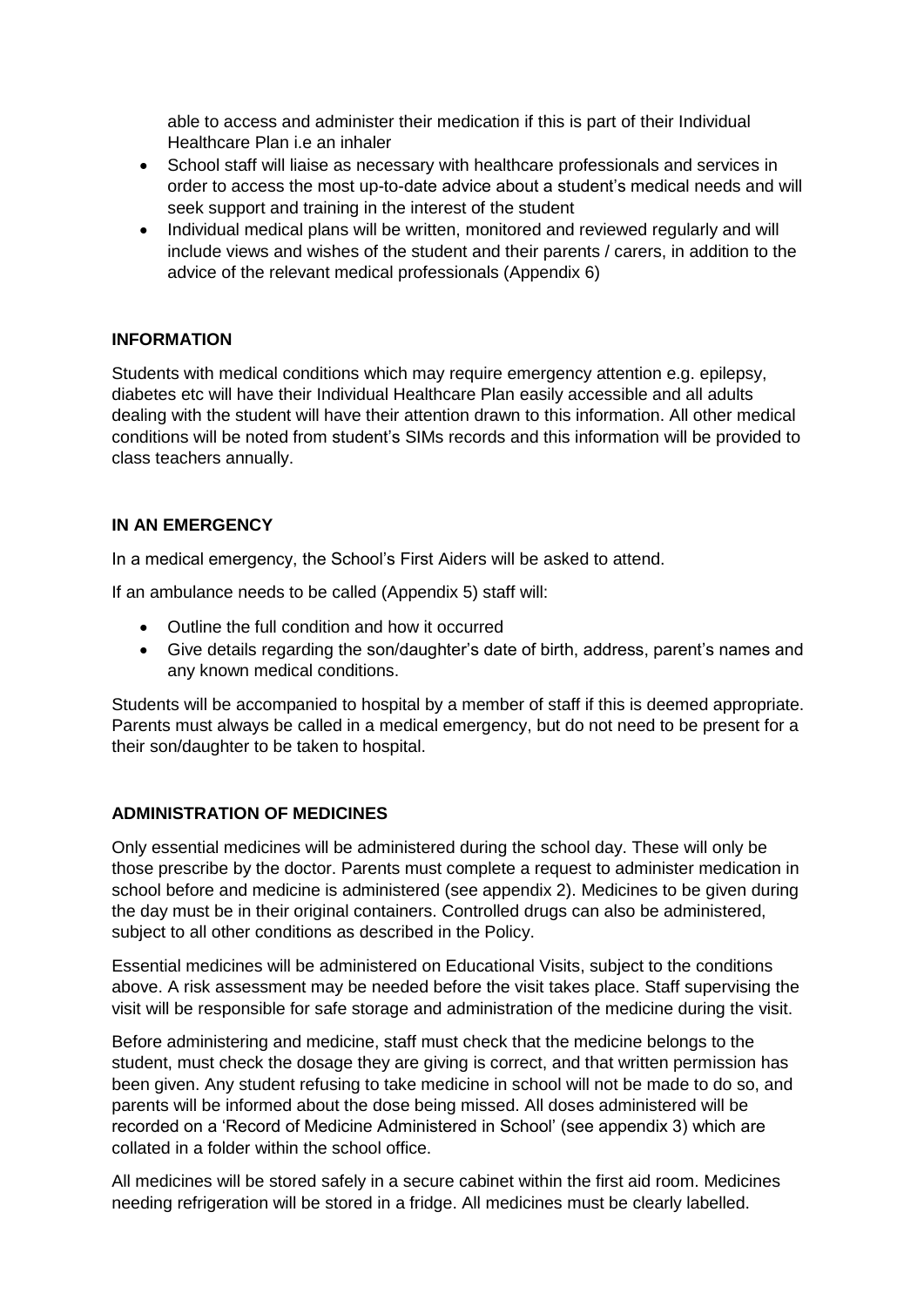able to access and administer their medication if this is part of their Individual Healthcare Plan i.e an inhaler

- School staff will liaise as necessary with healthcare professionals and services in order to access the most up-to-date advice about a student's medical needs and will seek support and training in the interest of the student
- Individual medical plans will be written, monitored and reviewed regularly and will include views and wishes of the student and their parents / carers, in addition to the advice of the relevant medical professionals (Appendix 6)

## INFORMATION

Students with medical conditions which may require emergency attention e.g. epilepsy, diabetes etc will have their Individual Healthcare Plan easily accessible and all adults dealing with the student will have their attention drawn to this information. All other medical conditions will be noted from student's SIMs records and this information will be provided to class teachers annually.

## IN AN EMERGENCY

In a medical emergency, the School's First Aiders will be asked to attend.

If an ambulance needs to be called (Appendix 5) staff will:

- Outline the full condition and how it occurred
- Give details regarding the son/daughter's date of birth, address, parent's names and any known medical conditions.

Students will be accompanied to hospital by a member of staff if this is deemed appropriate. Parents must always be called in a medical emergency, but do not need to be present for a their son/daughter to be taken to hospital.

## ADMINISTRATION OF MEDICINES

Only essential medicines will be administered during the school day. These will only be those prescribe by the doctor. Parents must complete a request to administer medication in school before and medicine is administered (see appendix 2). Medicines to be given during the day must be in their original containers. Controlled drugs can also be administered, subject to all other conditions as described in the Policy.

Essential medicines will be administered on Educational Visits, subject to the conditions above. A risk assessment may be needed before the visit takes place. Staff supervising the visit will be responsible for safe storage and administration of the medicine during the visit.

Before administering and medicine, staff must check that the medicine belongs to the student, must check the dosage they are giving is correct, and that written permission has been given. Any student refusing to take medicine in school will not be made to do so, and parents will be informed about the dose being missed. All doses administered will be recorded on a 'Record of Medicine Administered in School' (see appendix 3) which are collated in a folder within the school office.

All medicines will be stored safely in a secure cabinet within the first aid room. Medicines needing refrigeration will be stored in a fridge. All medicines must be clearly labelled.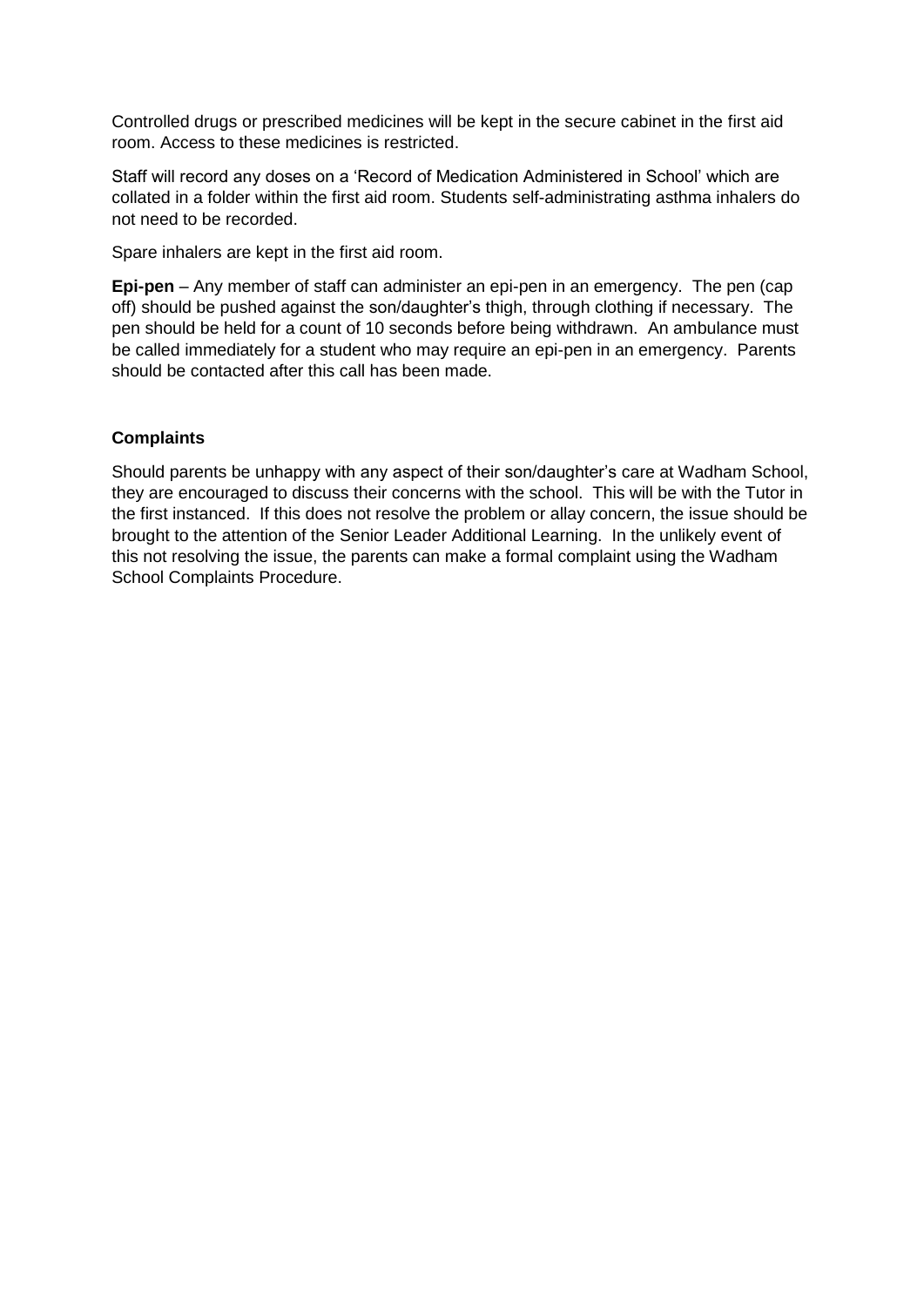Controlled drugs or prescribed medicines will be kept in the secure cabinet in the first aid room. Access to these medicines is restricted.

Staff will record any doses on a 'Record of Medication Administered in School' which are collated in a folder within the first aid room. Students self-administrating asthma inhalers do not need to be recorded.

Spare inhalers are kept in the first aid room.

**Epi-pen** – Any member of staff can administer an epi-pen in an emergency. The pen (cap off) should be pushed against the son/daughter's thigh, through clothing if necessary. The pen should be held for a count of 10 seconds before being withdrawn. An ambulance must be called immediately for a student who may require an epi-pen in an emergency. Parents should be contacted after this call has been made.

**Complaints**

Should parents be unhappy with any aspect of their son/daughter's care at Wadham School, they are encouraged to discuss their concerns with the school. This will be with the Tutor in the first instanced. If this does not resolve the problem or allay concern, the issue should be brought to the attention of the Senior Leader Additional Learning. In the unlikely event of this not resolving the issue, the parents can make a formal complaint using the Wadham School Complaints Procedure.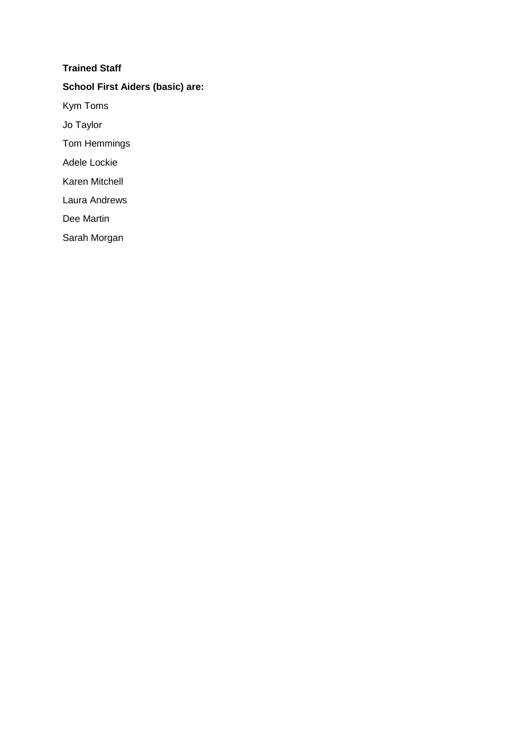**Trained Staff**

**School First Aiders (basic) are:**

Kym Toms

Jo Taylor

Tom Hemmings

Adele Lockie

Karen Mitchell

Laura Andrews

Dee Martin

Sarah Morgan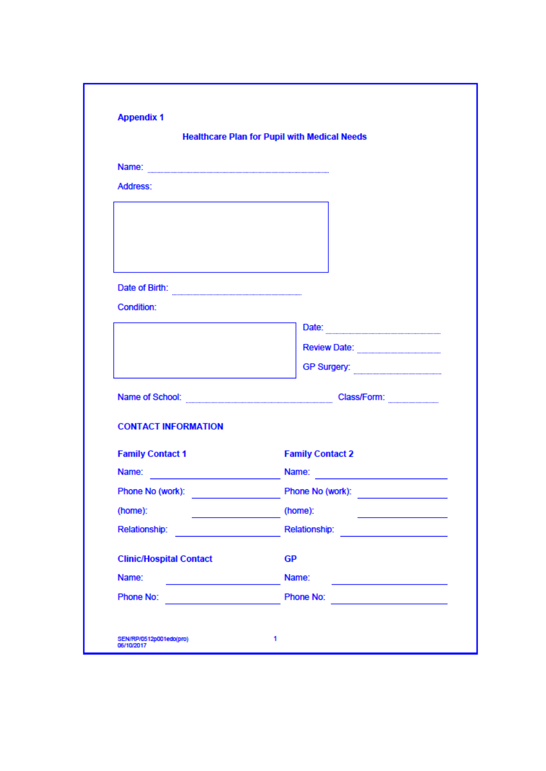**Appendix 1**

## Healthcare Plan for Pupil with Medical Needs

Name: ..............................................................................

Address:

Date of Birth: ..............................................................

Condition:

Date: ..............................................

Review Date: ..................................

GP Surgery: ....................................

Name of School: .................................................. Class/Form: ..................

### CONTACT INFORMATION

**Family Contact 1**

Name: ______________________

Phone No (work): ______________________

(home): ______________________

Relationship: ______________________

**Family Contact 2**

Name: ______________________

Phone No (work): ______________________

(home): ______________________

Relationship: ______________________

**Clinic/Hospital Contact**

Name: ______________________

Phone No: ______________________

**GP**

Name: ______________________

Phone No: ______________________

SEN/RP/0512p001edo(pro)
06/10/2017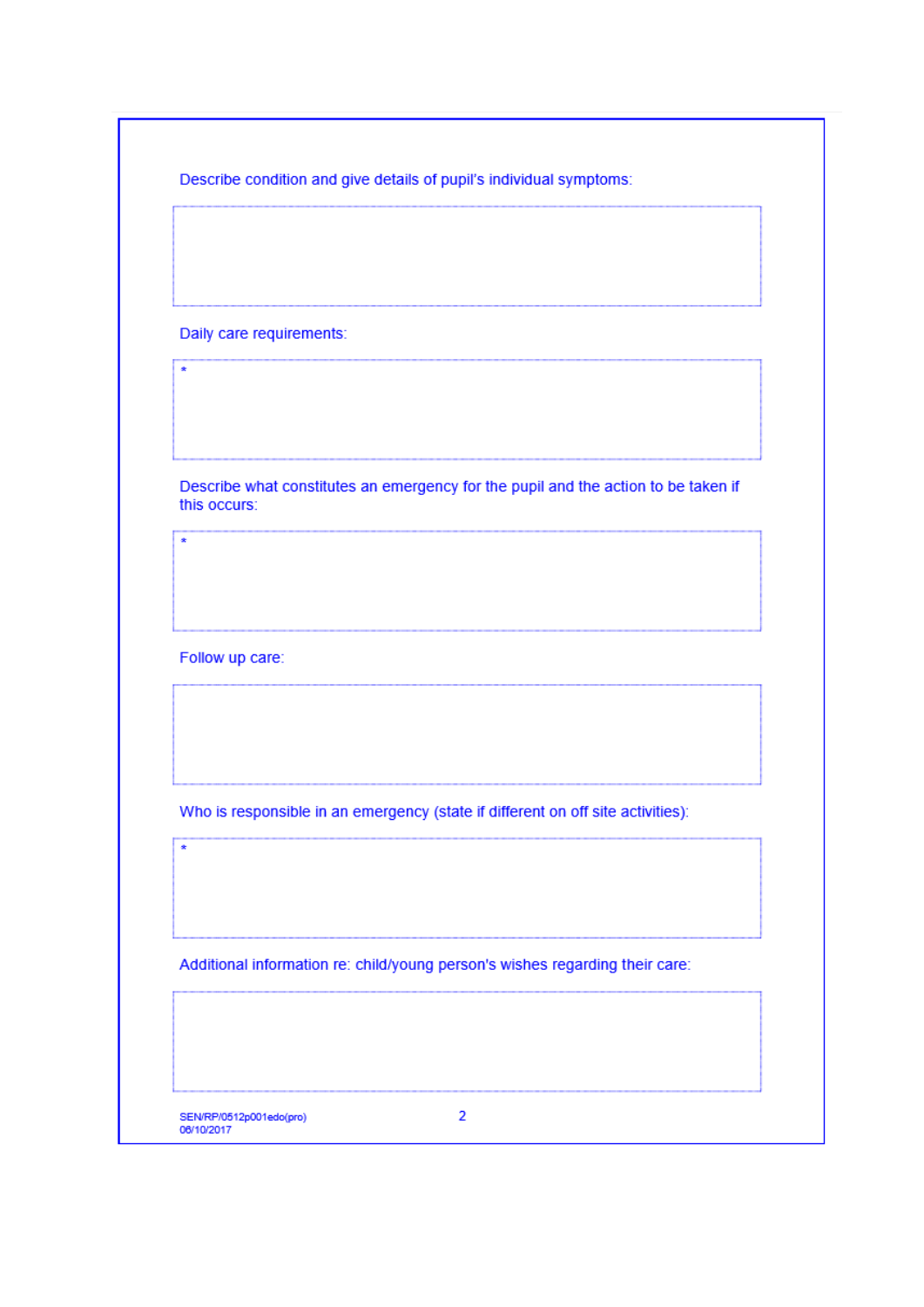Describe condition and give details of pupil's individual symptoms:

| |
|---|
| |

Daily care requirements:

| |
|---|
| * |

Describe what constitutes an emergency for the pupil and the action to be taken if this occurs:

| |
|---|
| * |

Follow up care:

| |
|---|
| |

Who is responsible in an emergency (state if different on off site activities):

| |
|---|
| * |

Additional information re: child/young person's wishes regarding their care:

| |
|---|
| |

SEN/RP/0512p001edo(pro)
06/10/2017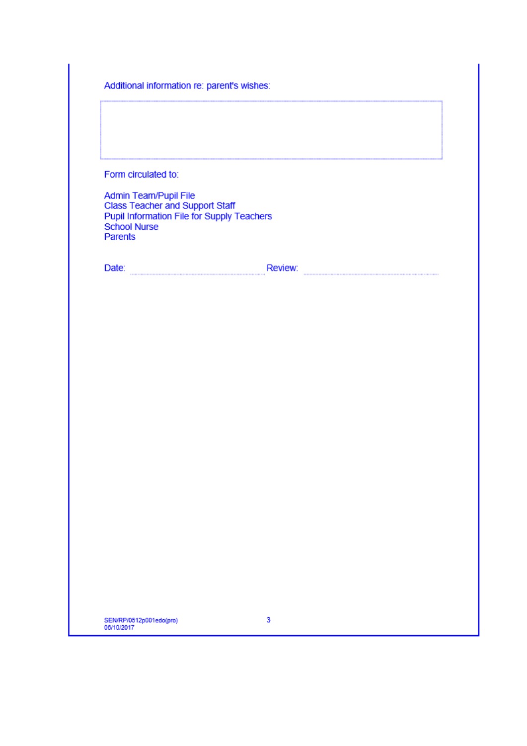Additional information re: parent's wishes:

| |
|---|
| |

Form circulated to:

Admin Team/Pupil File
Class Teacher and Support Staff
Pupil Information File for Supply Teachers
School Nurse
Parents

Date: ............................................ Review: ............................................

SEN/RP/0512p001edo(pro)
06/10/2017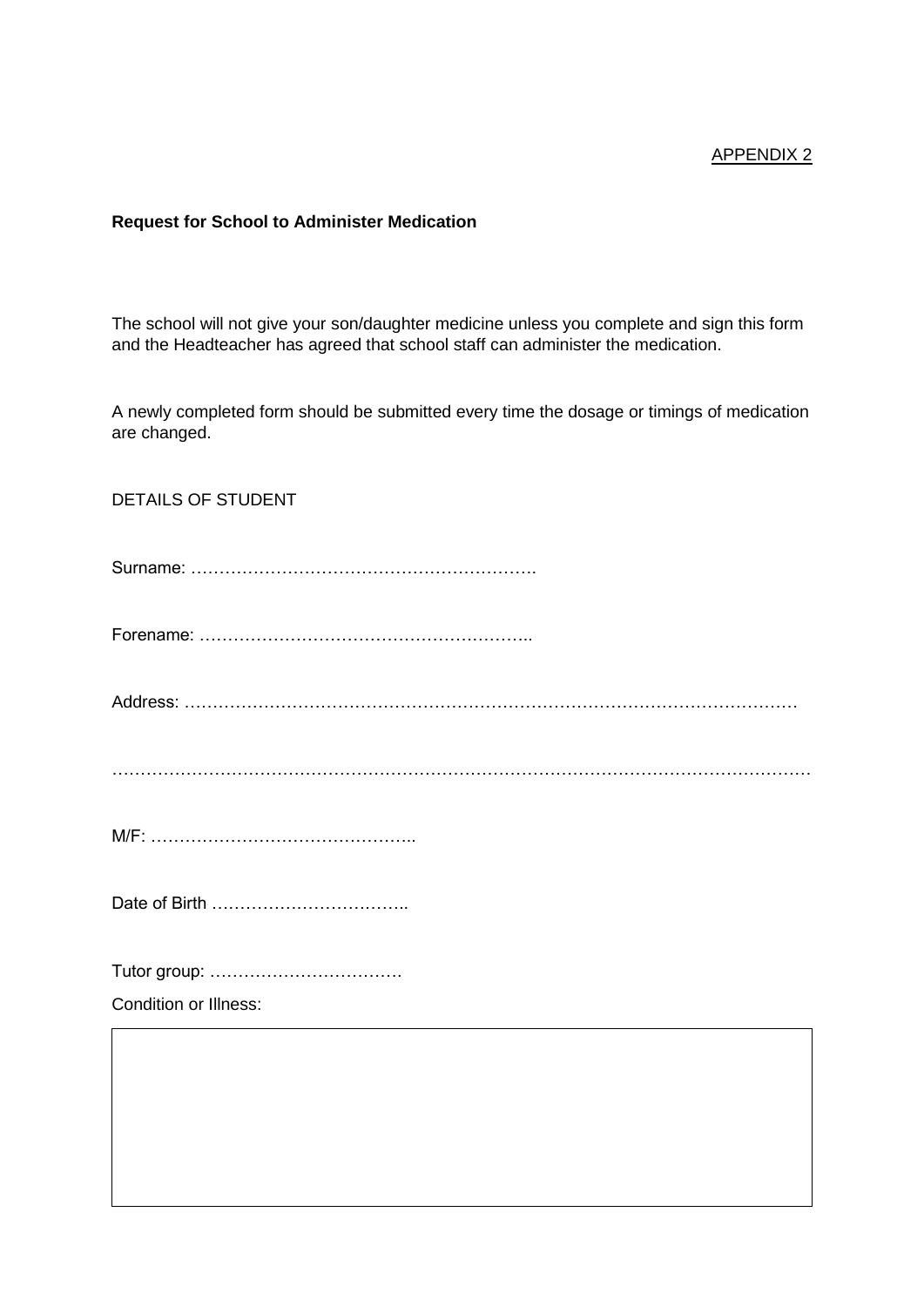APPENDIX 2

**Request for School to Administer Medication**

The school will not give your son/daughter medicine unless you complete and sign this form and the Headteacher has agreed that school staff can administer the medication.

A newly completed form should be submitted every time the dosage or timings of medication are changed.

DETAILS OF STUDENT

Surname: …………………………………………………….

Forename: …………………………………………………..

Address: ………………………………………………………………………………………………

…………………………………………………………………………………………………………

M/F: ………………………………………..

Date of Birth ……………………………..

Tutor group: …………………………….

Condition or Illness:

| |
|---|
| |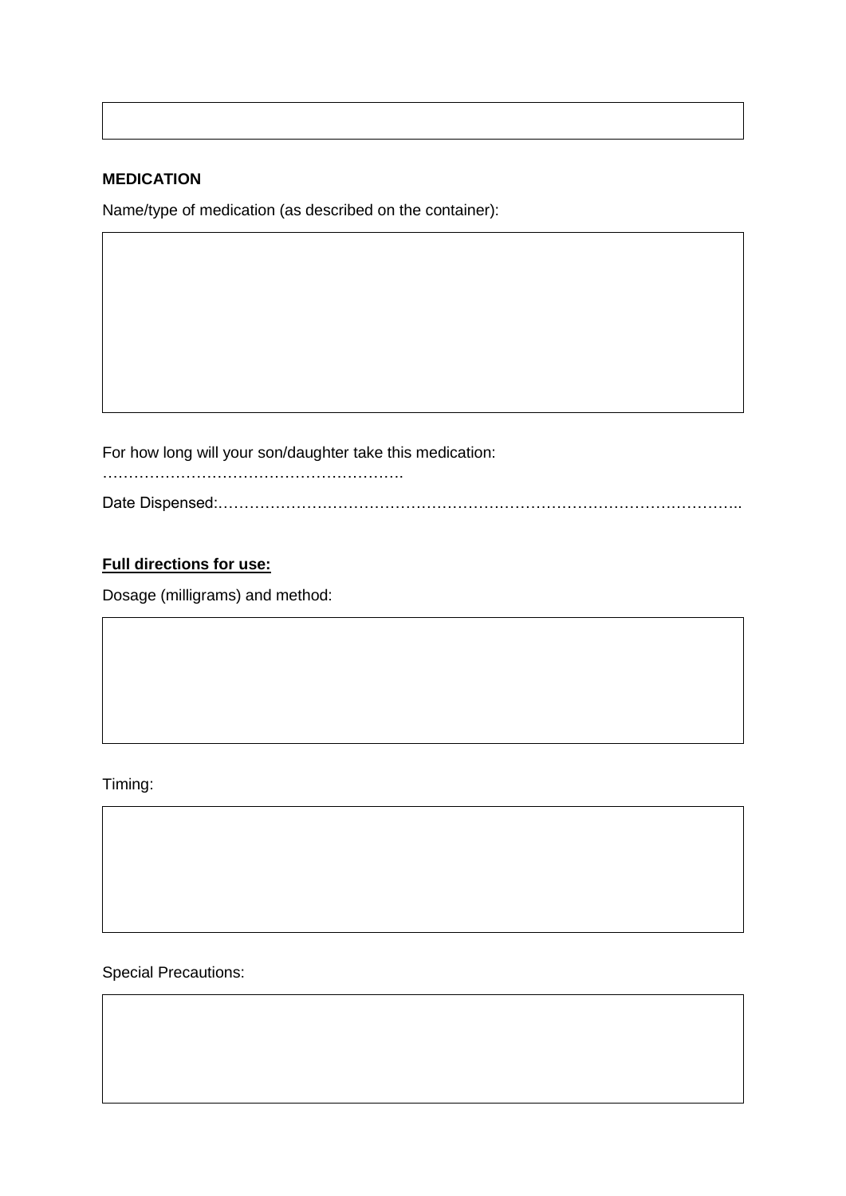**MEDICATION**

Name/type of medication (as described on the container):

For how long will your son/daughter take this medication:

………………………………………………….

Date Dispensed:………………………………………………………………………………………..

**Full directions for use:**

Dosage (milligrams) and method:

Timing:

Special Precautions: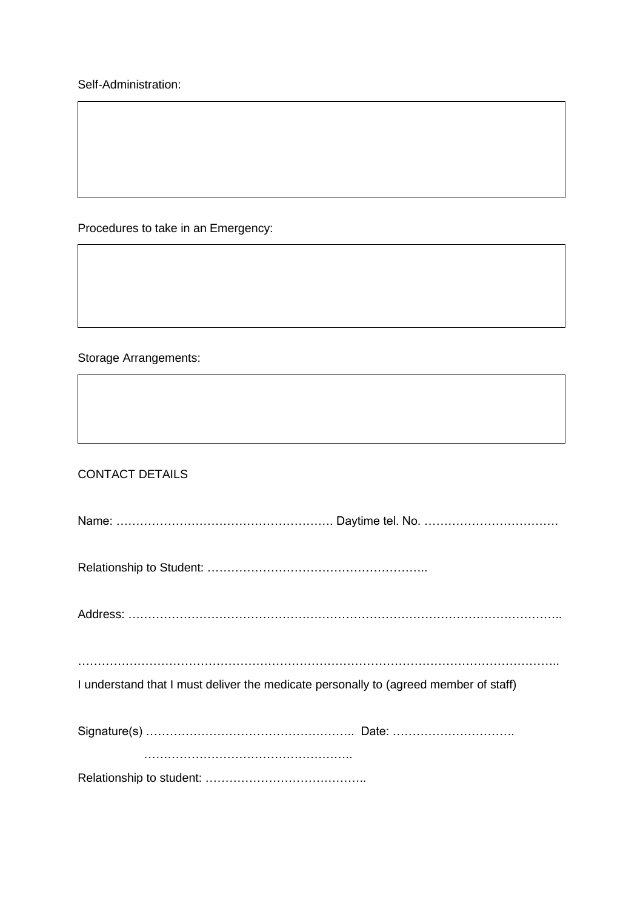Self-Administration:

| |
|---|
| |

Procedures to take in an Emergency:

| |
|---|
| |

Storage Arrangements:

| |
|---|
| |

CONTACT DETAILS

Name: ………………………………………………. Daytime tel. No. ……………………………

Relationship to Student: ………………………………………………..

Address: ………………………………………………………………………………………………..

………………………………………………………………………………………………………..

I understand that I must deliver the medicate personally to (agreed member of staff)

Signature(s) …………………………………………….. Date: ………………………….

……………………………………………..

Relationship to student: …………………………………..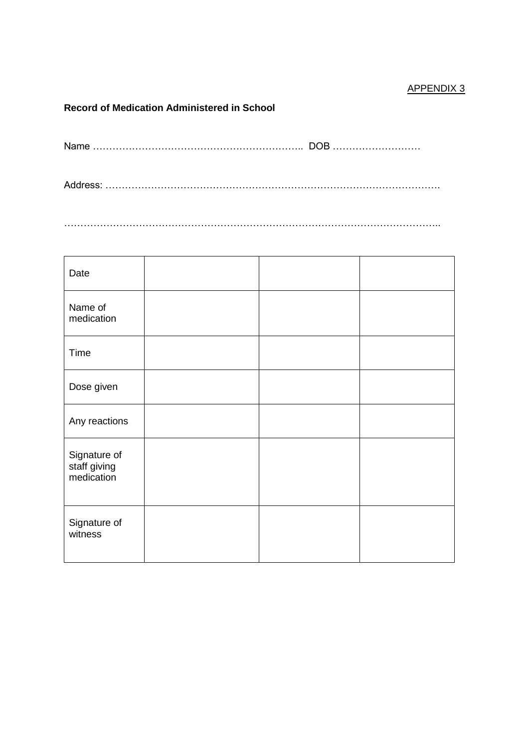APPENDIX 3

**Record of Medication Administered in School**

Name ……………………………………………………………..  DOB ………………………

Address: ……………………………………………………………………………………………

……………………………………………………………………………………………………..

| | | | |
|---|---|---|---|
| Date | | | |
| Name of medication | | | |
| Time | | | |
| Dose given | | | |
| Any reactions | | | |
| Signature of staff giving medication | | | |
| Signature of witness | | | |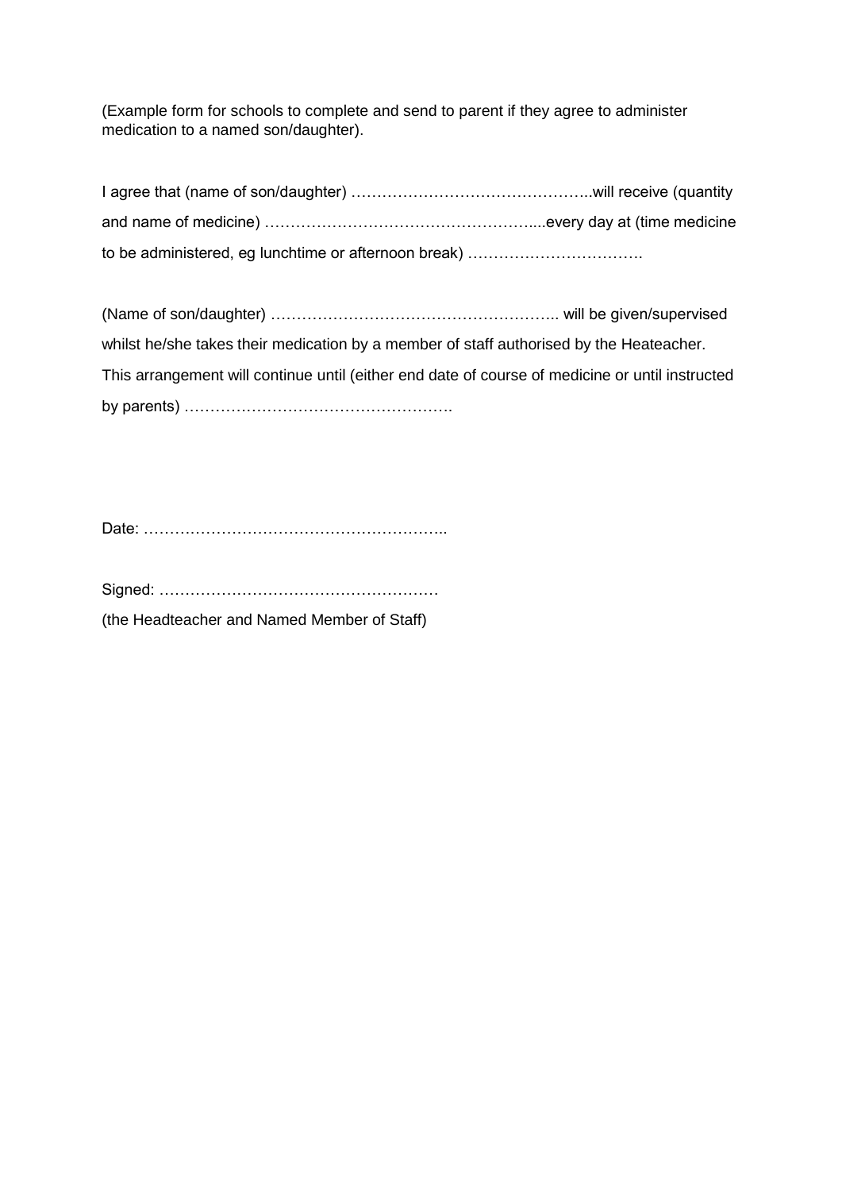(Example form for schools to complete and send to parent if they agree to administer medication to a named son/daughter).

I agree that (name of son/daughter) ……………………………………….will receive (quantity and name of medicine) …………………………………………....every day at (time medicine to be administered, eg lunchtime or afternoon break) …………………………….

(Name of son/daughter) ……………………………………………….. will be given/supervised whilst he/she takes their medication by a member of staff authorised by the Heateacher. This arrangement will continue until (either end date of course of medicine or until instructed by parents) …………………………………………….

Date: …………………………………………………..

Signed: ………………………………………………

(the Headteacher and Named Member of Staff)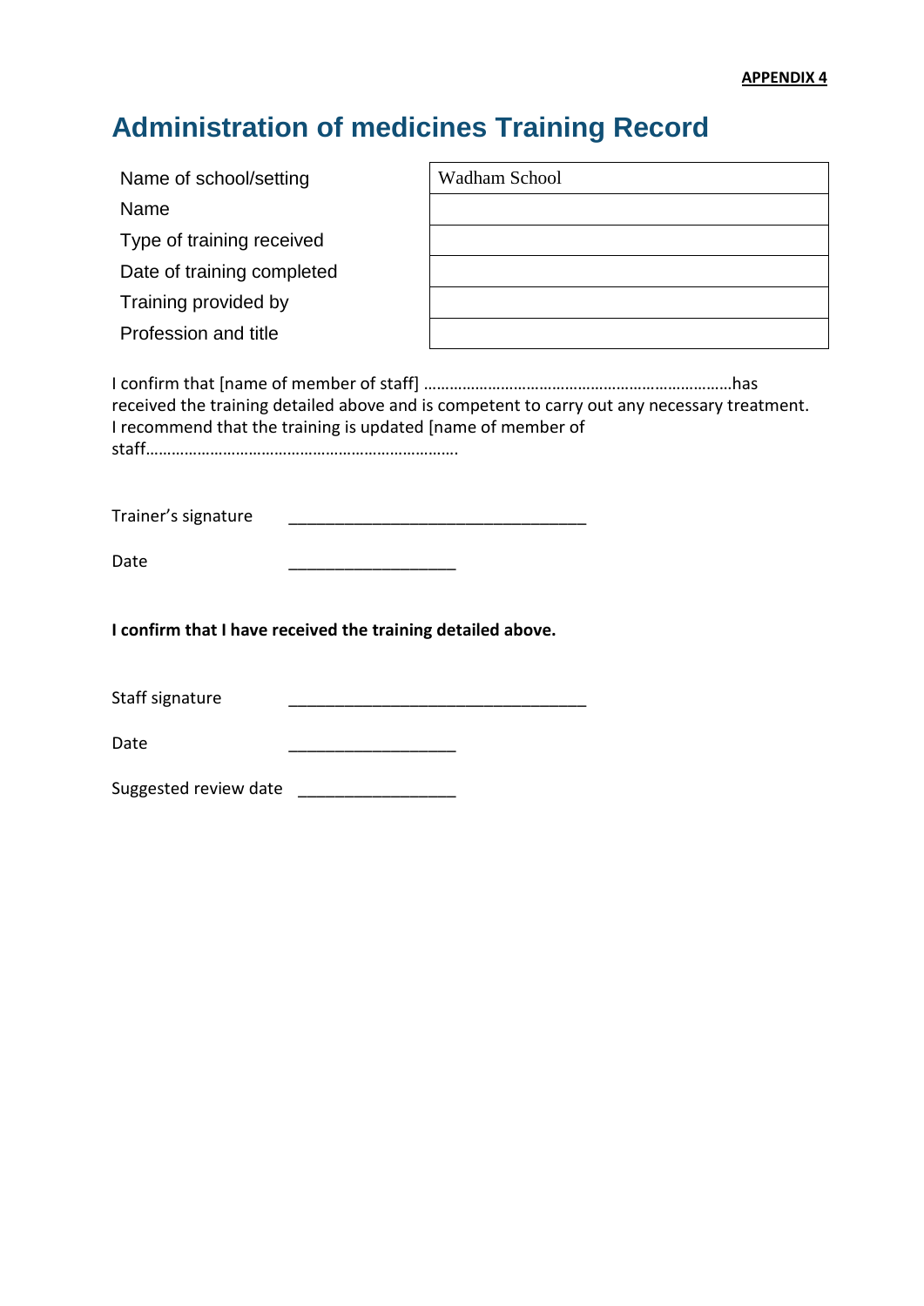**APPENDIX 4**

# Administration of medicines Training Record

| | |
|---|---|
| Name of school/setting | Wadham School |
| Name | |
| Type of training received | |
| Date of training completed | |
| Training provided by | |
| Profession and title | |

I confirm that [name of member of staff] ………………………………………………………………has received the training detailed above and is competent to carry out any necessary treatment. I recommend that the training is updated [name of member of staff……………………………………………………………….

Trainer's signature _________________________________

Date __________________

**I confirm that I have received the training detailed above.**

Staff signature _________________________________

Date __________________

Suggested review date _________________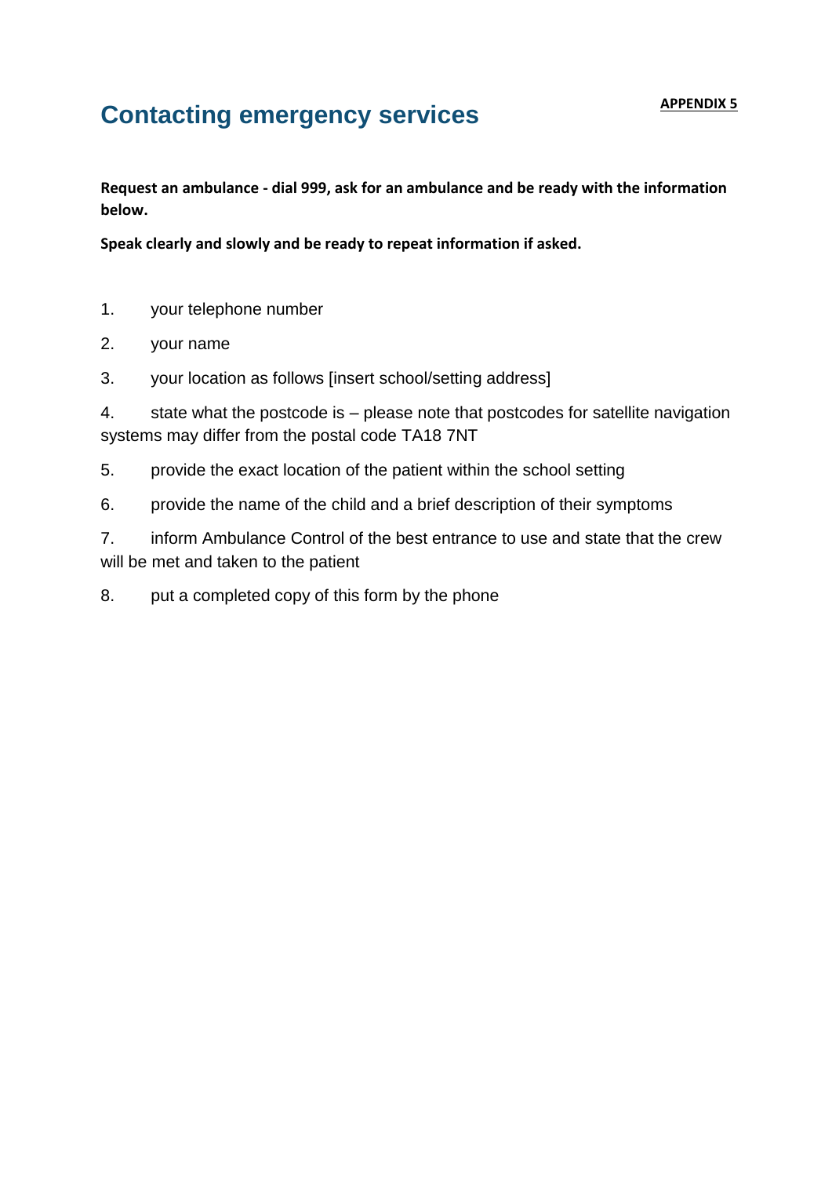**APPENDIX 5**

# Contacting emergency services

**Request an ambulance - dial 999, ask for an ambulance and be ready with the information below.**

**Speak clearly and slowly and be ready to repeat information if asked.**

1. your telephone number
2. your name
3. your location as follows [insert school/setting address]
4. state what the postcode is – please note that postcodes for satellite navigation systems may differ from the postal code TA18 7NT
5. provide the exact location of the patient within the school setting
6. provide the name of the child and a brief description of their symptoms
7. inform Ambulance Control of the best entrance to use and state that the crew will be met and taken to the patient
8. put a completed copy of this form by the phone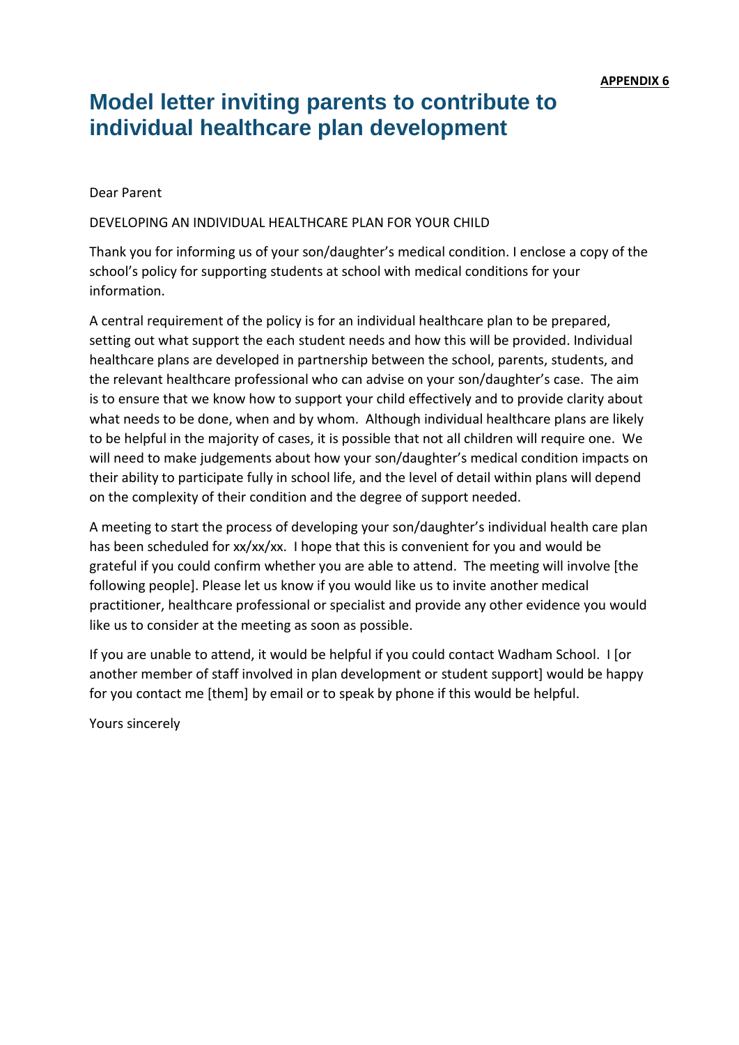**APPENDIX 6**

# Model letter inviting parents to contribute to individual healthcare plan development

Dear Parent

DEVELOPING AN INDIVIDUAL HEALTHCARE PLAN FOR YOUR CHILD

Thank you for informing us of your son/daughter's medical condition. I enclose a copy of the school's policy for supporting students at school with medical conditions for your information.

A central requirement of the policy is for an individual healthcare plan to be prepared, setting out what support the each student needs and how this will be provided. Individual healthcare plans are developed in partnership between the school, parents, students, and the relevant healthcare professional who can advise on your son/daughter's case. The aim is to ensure that we know how to support your child effectively and to provide clarity about what needs to be done, when and by whom. Although individual healthcare plans are likely to be helpful in the majority of cases, it is possible that not all children will require one. We will need to make judgements about how your son/daughter's medical condition impacts on their ability to participate fully in school life, and the level of detail within plans will depend on the complexity of their condition and the degree of support needed.

A meeting to start the process of developing your son/daughter's individual health care plan has been scheduled for xx/xx/xx. I hope that this is convenient for you and would be grateful if you could confirm whether you are able to attend. The meeting will involve [the following people]. Please let us know if you would like us to invite another medical practitioner, healthcare professional or specialist and provide any other evidence you would like us to consider at the meeting as soon as possible.

If you are unable to attend, it would be helpful if you could contact Wadham School. I [or another member of staff involved in plan development or student support] would be happy for you contact me [them] by email or to speak by phone if this would be helpful.

Yours sincerely